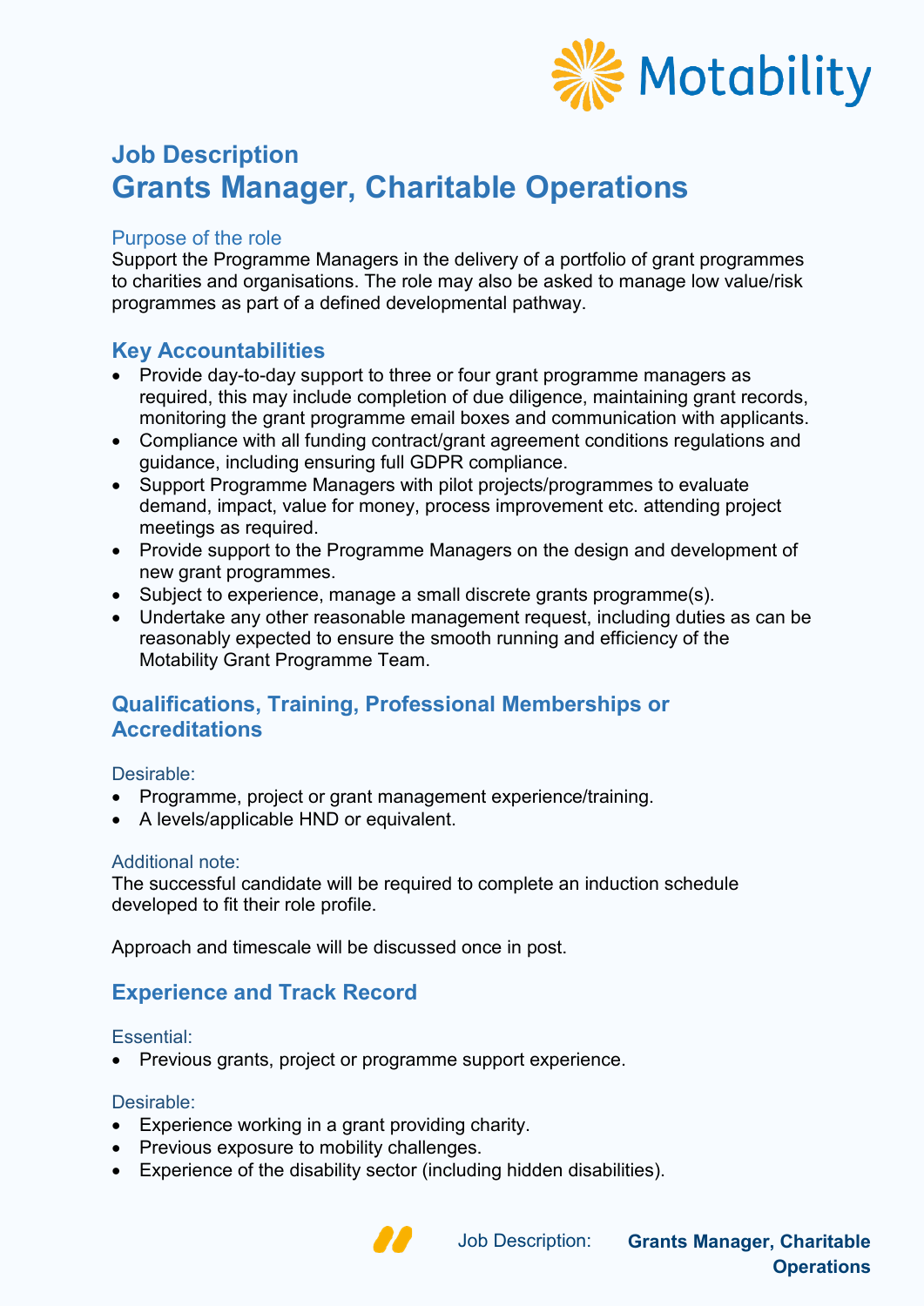# Job Description

# Grants Manager, Charitable Operations

### Purpose of the role

Support the Programme Managers in the delivery of a portfolio of grant programmes to charities and organisations. The role may also be asked to manage low value/risk programmes as part of a defined developmental pathway.

## Key Accountabilities

- Provide day-to-day support to three or four grant programme managers as required, this may include completion of due diligence, maintaining grant records, monitoring the grant programme email boxes and communication with applicants.
- Compliance with all funding contract/grant agreement conditions regulations and guidance, including ensuring full GDPR compliance.
- Support Programme Managers with pilot projects/programmes to evaluate demand, impact, value for money, process improvement etc. attending project meetings as required.
- Provide support to the Programme Managers on the design and development of new grant programmes.
- Subject to experience, manage a small discrete grants programme(s).
- Undertake any other reasonable management request, including duties as can be reasonably expected to ensure the smooth running and efficiency of the Motability Grant Programme Team.

## Qualifications, Training, Professional Memberships or Accreditations

### Desirable:

- Programme, project or grant management experience/training.
- A levels/applicable HND or equivalent.

### Additional note:

The successful candidate will be required to complete an induction schedule developed to fit their role profile.

Approach and timescale will be discussed once in post.

## Experience and Track Record

### Essential:

- Previous grants, project or programme support experience.

### Desirable:

- Experience working in a grant providing charity.
- Previous exposure to mobility challenges.
- Experience of the disability sector (including hidden disabilities).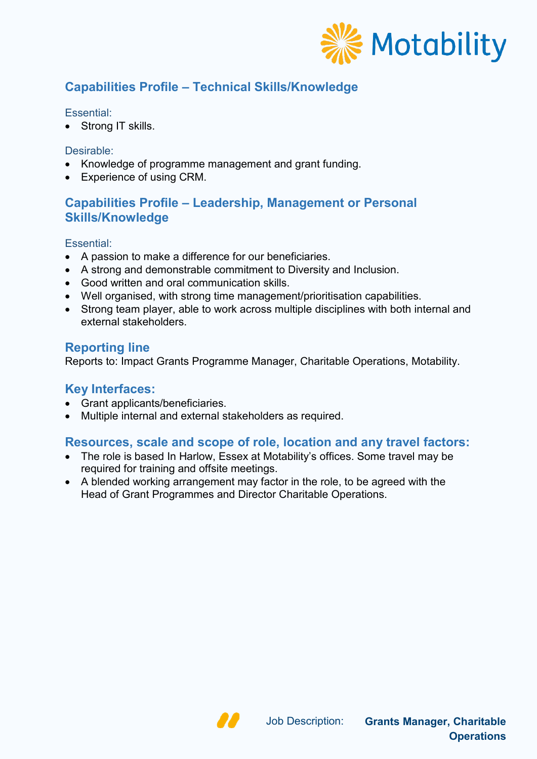## Capabilities Profile – Technical Skills/Knowledge

Essential:

- Strong IT skills.

Desirable:

- Knowledge of programme management and grant funding.
- Experience of using CRM.

## Capabilities Profile – Leadership, Management or Personal Skills/Knowledge

Essential:

- A passion to make a difference for our beneficiaries.
- A strong and demonstrable commitment to Diversity and Inclusion.
- Good written and oral communication skills.
- Well organised, with strong time management/prioritisation capabilities.
- Strong team player, able to work across multiple disciplines with both internal and external stakeholders.

## Reporting line

Reports to: Impact Grants Programme Manager, Charitable Operations, Motability.

## Key Interfaces:

- Grant applicants/beneficiaries.
- Multiple internal and external stakeholders as required.

## Resources, scale and scope of role, location and any travel factors:

- The role is based In Harlow, Essex at Motability's offices. Some travel may be required for training and offsite meetings.
- A blended working arrangement may factor in the role, to be agreed with the Head of Grant Programmes and Director Charitable Operations.